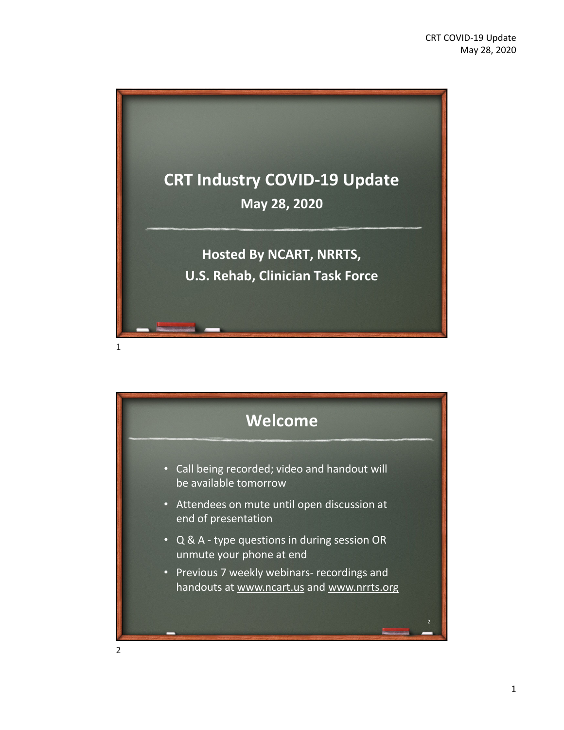# CRT Industry COVID-19 Update

**May 28, 2020**

**Hosted By NCART, NRRTS, U.S. Rehab, Clinician Task Force**

## Welcome

- Call being recorded; video and handout will be available tomorrow
- Attendees on mute until open discussion at end of presentation
- Q & A - type questions in during session OR unmute your phone at end
- Previous 7 weekly webinars- recordings and handouts at www.ncart.us and www.nrrts.org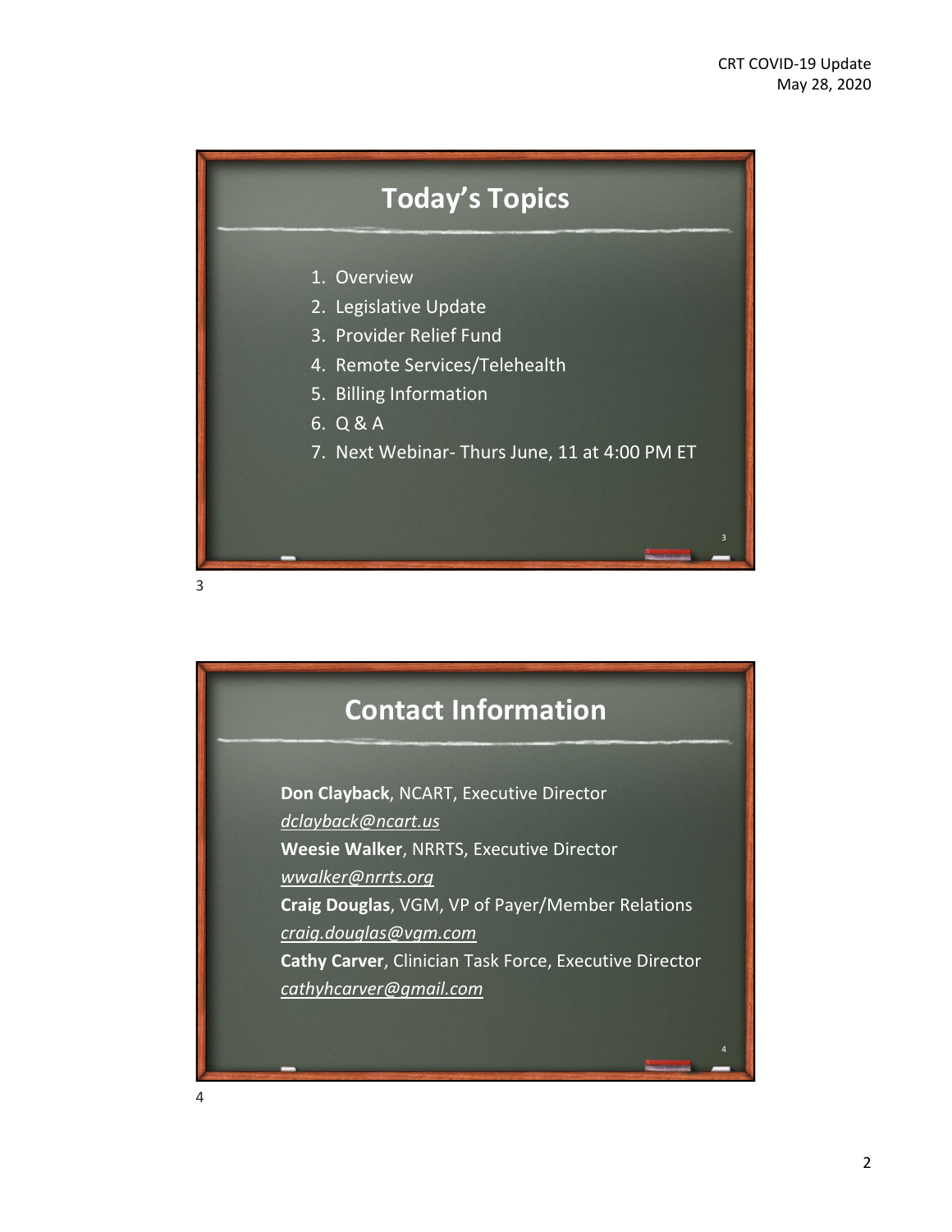## Today's Topics

1. Overview
2. Legislative Update
3. Provider Relief Fund
4. Remote Services/Telehealth
5. Billing Information
6. Q & A
7. Next Webinar- Thurs June, 11 at 4:00 PM ET

## Contact Information

**Don Clayback**, NCART, Executive Director
*dclayback@ncart.us*
**Weesie Walker**, NRRTS, Executive Director
*wwalker@nrrts.org*
**Craig Douglas**, VGM, VP of Payer/Member Relations
*craig.douglas@vgm.com*
**Cathy Carver**, Clinician Task Force, Executive Director
*cathyhcarver@gmail.com*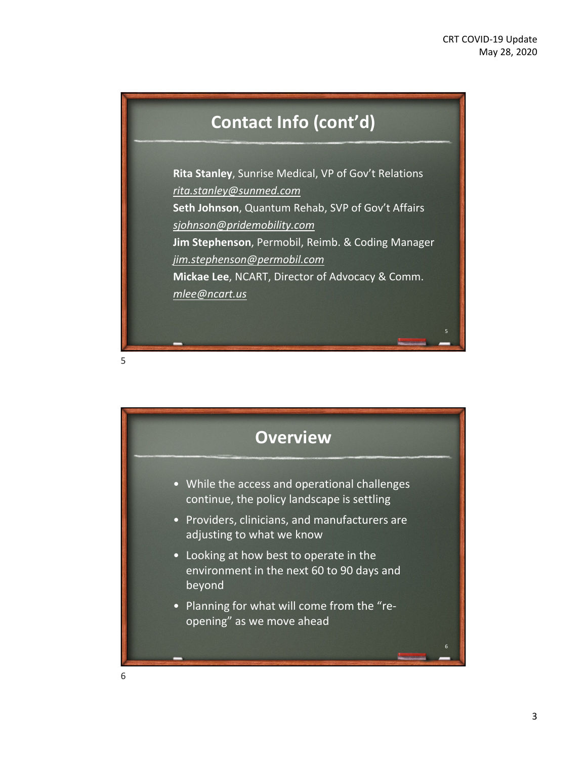## Contact Info (cont'd)

**Rita Stanley**, Sunrise Medical, VP of Gov't Relations
*rita.stanley@sunmed.com*
**Seth Johnson**, Quantum Rehab, SVP of Gov't Affairs
*sjohnson@pridemobility.com*
**Jim Stephenson**, Permobil, Reimb. & Coding Manager
*jim.stephenson@permobil.com*
**Mickae Lee**, NCART, Director of Advocacy & Comm.
*mlee@ncart.us*

## Overview

- While the access and operational challenges continue, the policy landscape is settling
- Providers, clinicians, and manufacturers are adjusting to what we know
- Looking at how best to operate in the environment in the next 60 to 90 days and beyond
- Planning for what will come from the "re-opening" as we move ahead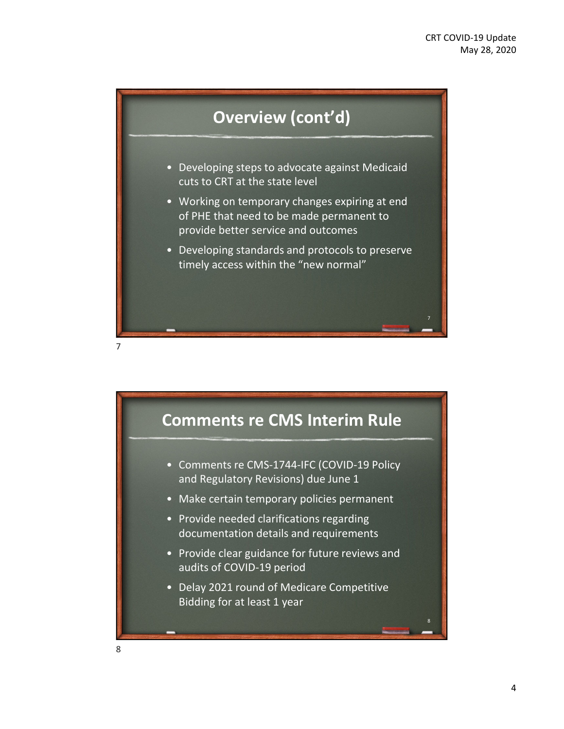## Overview (cont'd)

- Developing steps to advocate against Medicaid cuts to CRT at the state level
- Working on temporary changes expiring at end of PHE that need to be made permanent to provide better service and outcomes
- Developing standards and protocols to preserve timely access within the "new normal"

## Comments re CMS Interim Rule

- Comments re CMS-1744-IFC (COVID-19 Policy and Regulatory Revisions) due June 1
- Make certain temporary policies permanent
- Provide needed clarifications regarding documentation details and requirements
- Provide clear guidance for future reviews and audits of COVID-19 period
- Delay 2021 round of Medicare Competitive Bidding for at least 1 year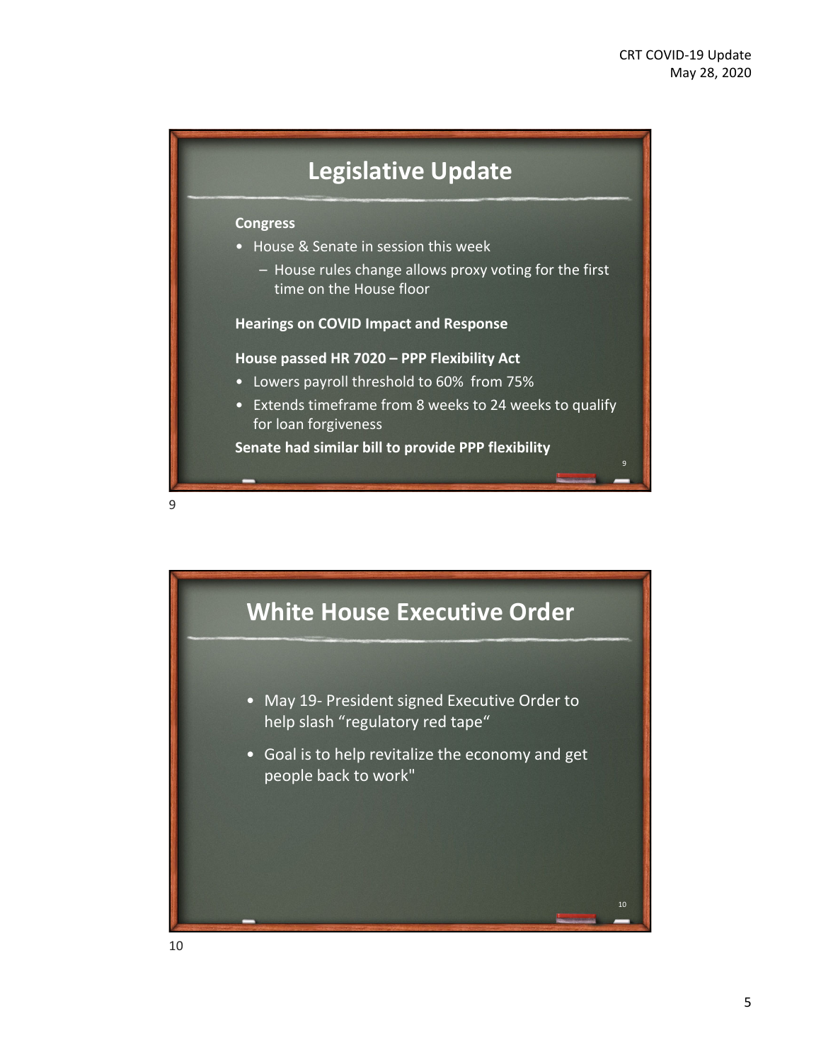## Legislative Update

**Congress**

- House & Senate in session this week
  - House rules change allows proxy voting for the first time on the House floor

**Hearings on COVID Impact and Response**

**House passed HR 7020 – PPP Flexibility Act**

- Lowers payroll threshold to 60% from 75%
- Extends timeframe from 8 weeks to 24 weeks to qualify for loan forgiveness

**Senate had similar bill to provide PPP flexibility**

## White House Executive Order

- May 19- President signed Executive Order to help slash "regulatory red tape"
- Goal is to help revitalize the economy and get people back to work"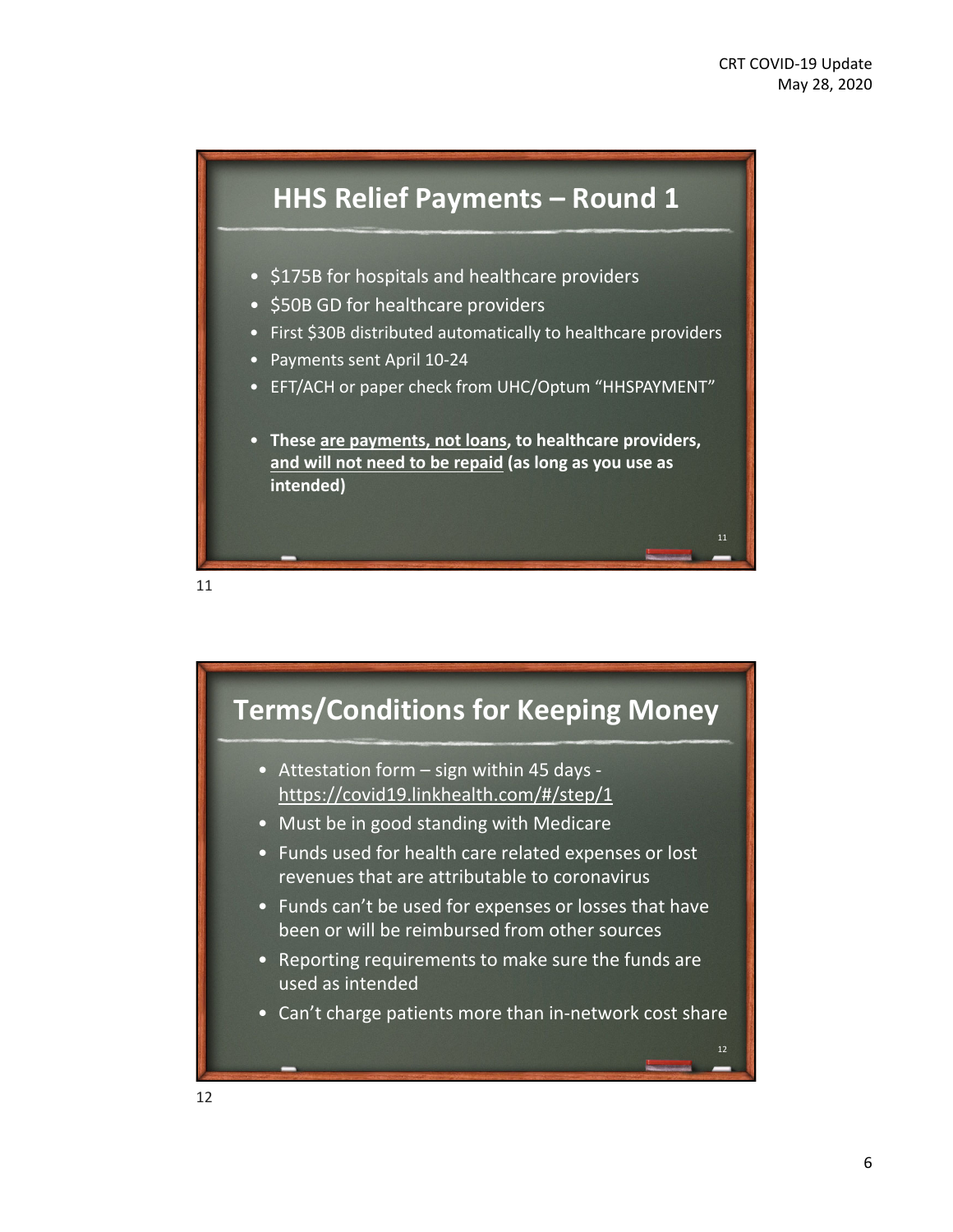## HHS Relief Payments – Round 1

- $175B for hospitals and healthcare providers
- $50B GD for healthcare providers
- First $30B distributed automatically to healthcare providers
- Payments sent April 10-24
- EFT/ACH or paper check from UHC/Optum "HHSPAYMENT"

- **These <u>are payments, not loans</u>, to healthcare providers, <u>and will not need to be repaid</u> (as long as you use as intended)**

## Terms/Conditions for Keeping Money

- Attestation form – sign within 45 days - https://covid19.linkhealth.com/#/step/1
- Must be in good standing with Medicare
- Funds used for health care related expenses or lost revenues that are attributable to coronavirus
- Funds can't be used for expenses or losses that have been or will be reimbursed from other sources
- Reporting requirements to make sure the funds are used as intended
- Can't charge patients more than in-network cost share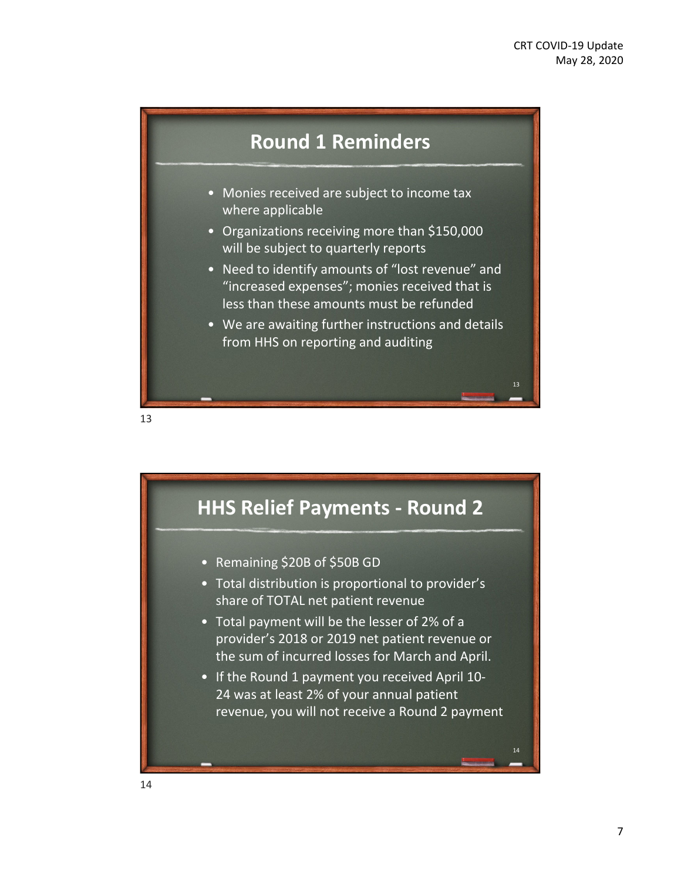## Round 1 Reminders

- Monies received are subject to income tax where applicable
- Organizations receiving more than $150,000 will be subject to quarterly reports
- Need to identify amounts of "lost revenue" and "increased expenses"; monies received that is less than these amounts must be refunded
- We are awaiting further instructions and details from HHS on reporting and auditing

## HHS Relief Payments - Round 2

- Remaining $20B of $50B GD
- Total distribution is proportional to provider's share of TOTAL net patient revenue
- Total payment will be the lesser of 2% of a provider's 2018 or 2019 net patient revenue or the sum of incurred losses for March and April.
- If the Round 1 payment you received April 10-24 was at least 2% of your annual patient revenue, you will not receive a Round 2 payment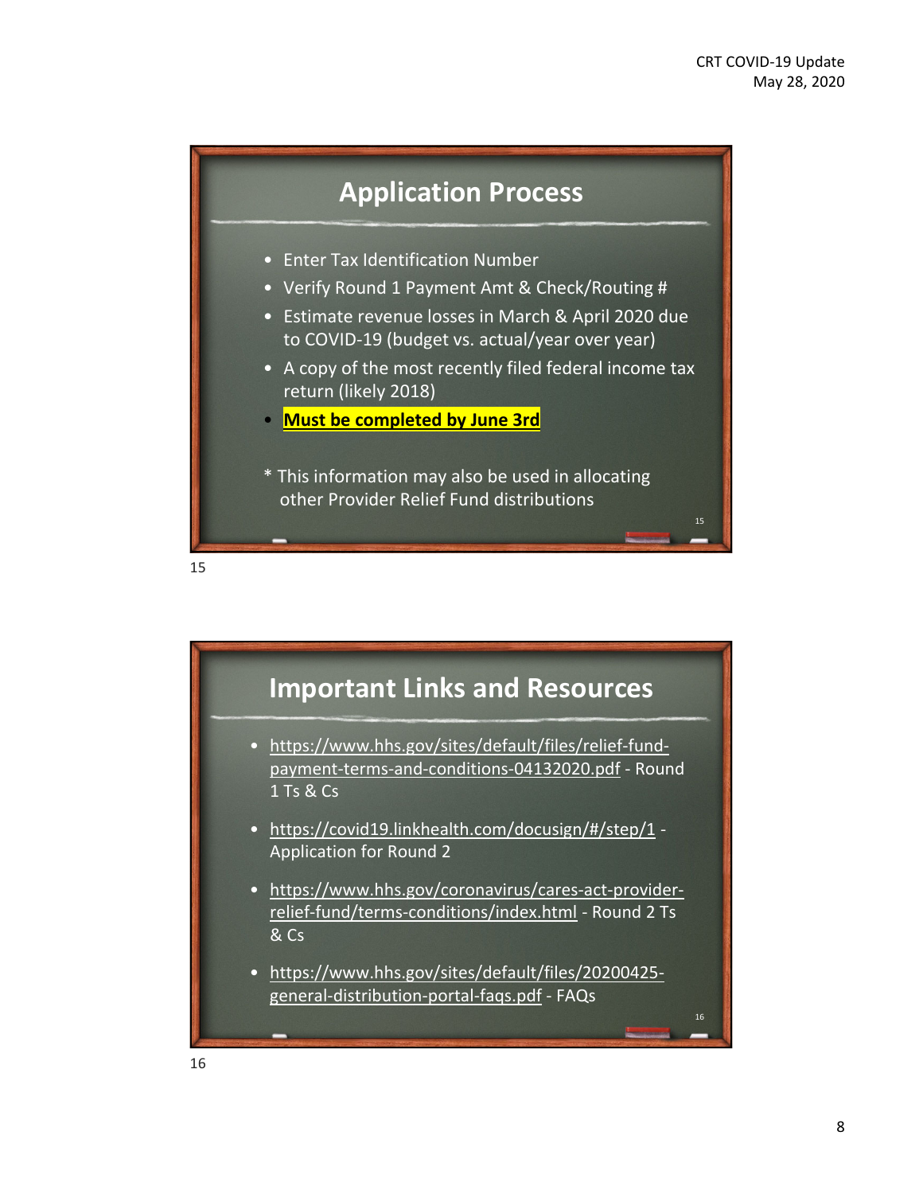## Application Process

- Enter Tax Identification Number
- Verify Round 1 Payment Amt & Check/Routing #
- Estimate revenue losses in March & April 2020 due to COVID-19 (budget vs. actual/year over year)
- A copy of the most recently filed federal income tax return (likely 2018)
- **Must be completed by June 3rd**

* This information may also be used in allocating other Provider Relief Fund distributions

## Important Links and Resources

- https://www.hhs.gov/sites/default/files/relief-fund-payment-terms-and-conditions-04132020.pdf - Round 1 Ts & Cs
- https://covid19.linkhealth.com/docusign/#/step/1 - Application for Round 2
- https://www.hhs.gov/coronavirus/cares-act-provider-relief-fund/terms-conditions/index.html - Round 2 Ts & Cs
- https://www.hhs.gov/sites/default/files/20200425-general-distribution-portal-faqs.pdf - FAQs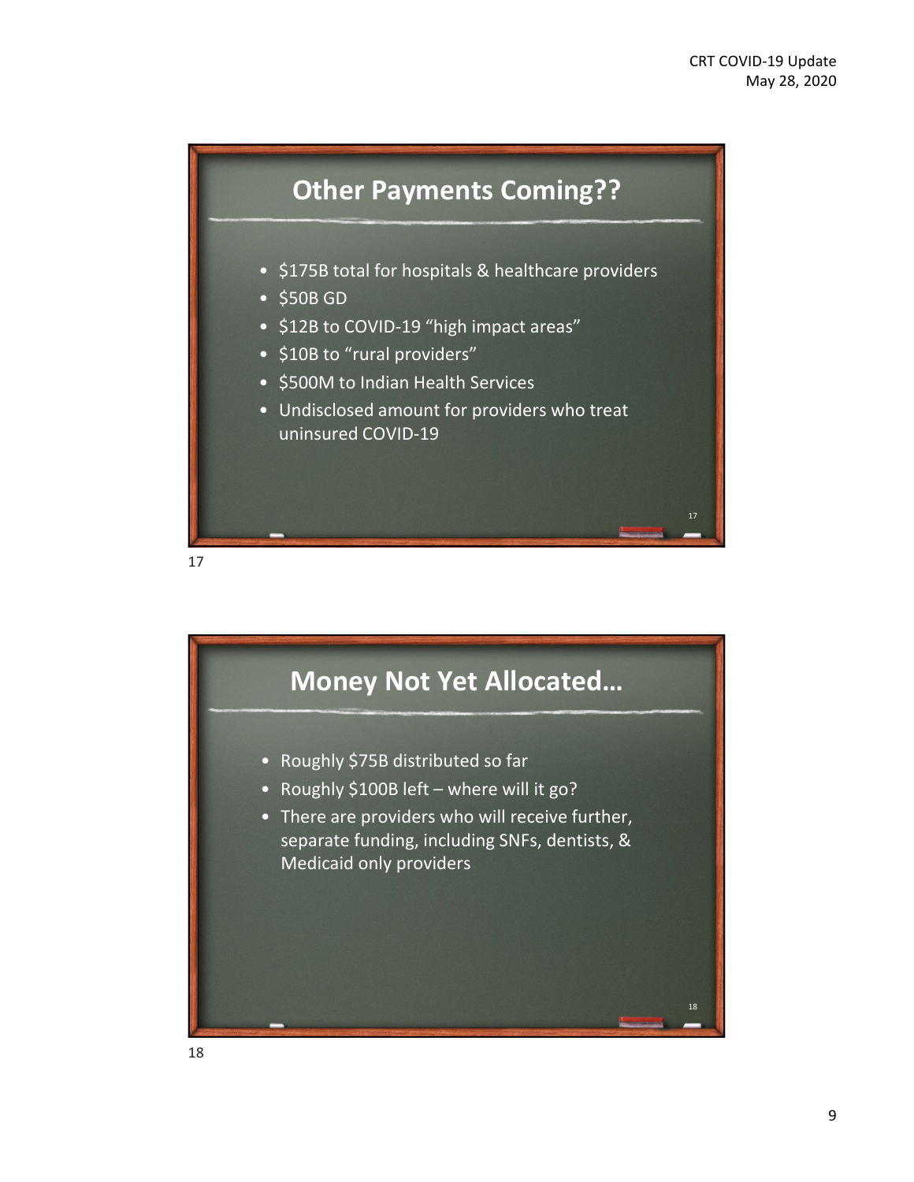## Other Payments Coming??

- $175B total for hospitals & healthcare providers
- $50B GD
- $12B to COVID-19 "high impact areas"
- $10B to "rural providers"
- $500M to Indian Health Services
- Undisclosed amount for providers who treat uninsured COVID-19

## Money Not Yet Allocated…

- Roughly $75B distributed so far
- Roughly $100B left – where will it go?
- There are providers who will receive further, separate funding, including SNFs, dentists, & Medicaid only providers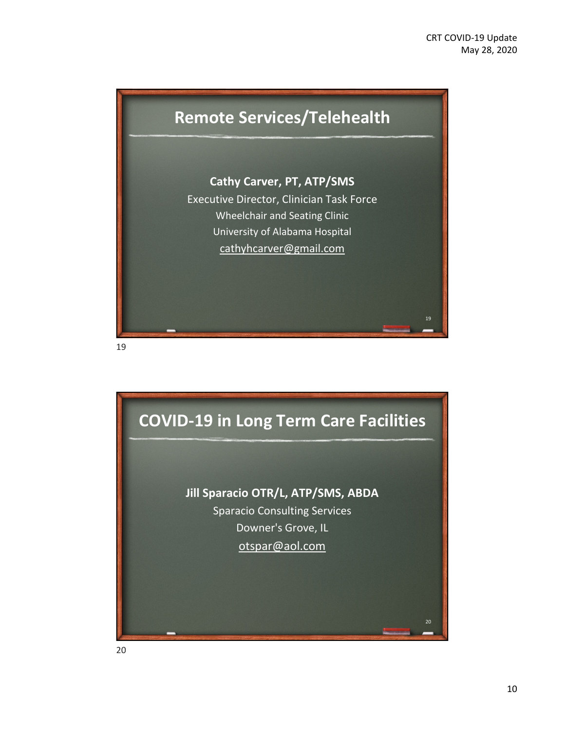## Remote Services/Telehealth

**Cathy Carver, PT, ATP/SMS**

Executive Director, Clinician Task Force

Wheelchair and Seating Clinic

University of Alabama Hospital

cathyhcarver@gmail.com

## COVID-19 in Long Term Care Facilities

**Jill Sparacio OTR/L, ATP/SMS, ABDA**

Sparacio Consulting Services

Downer's Grove, IL

otspar@aol.com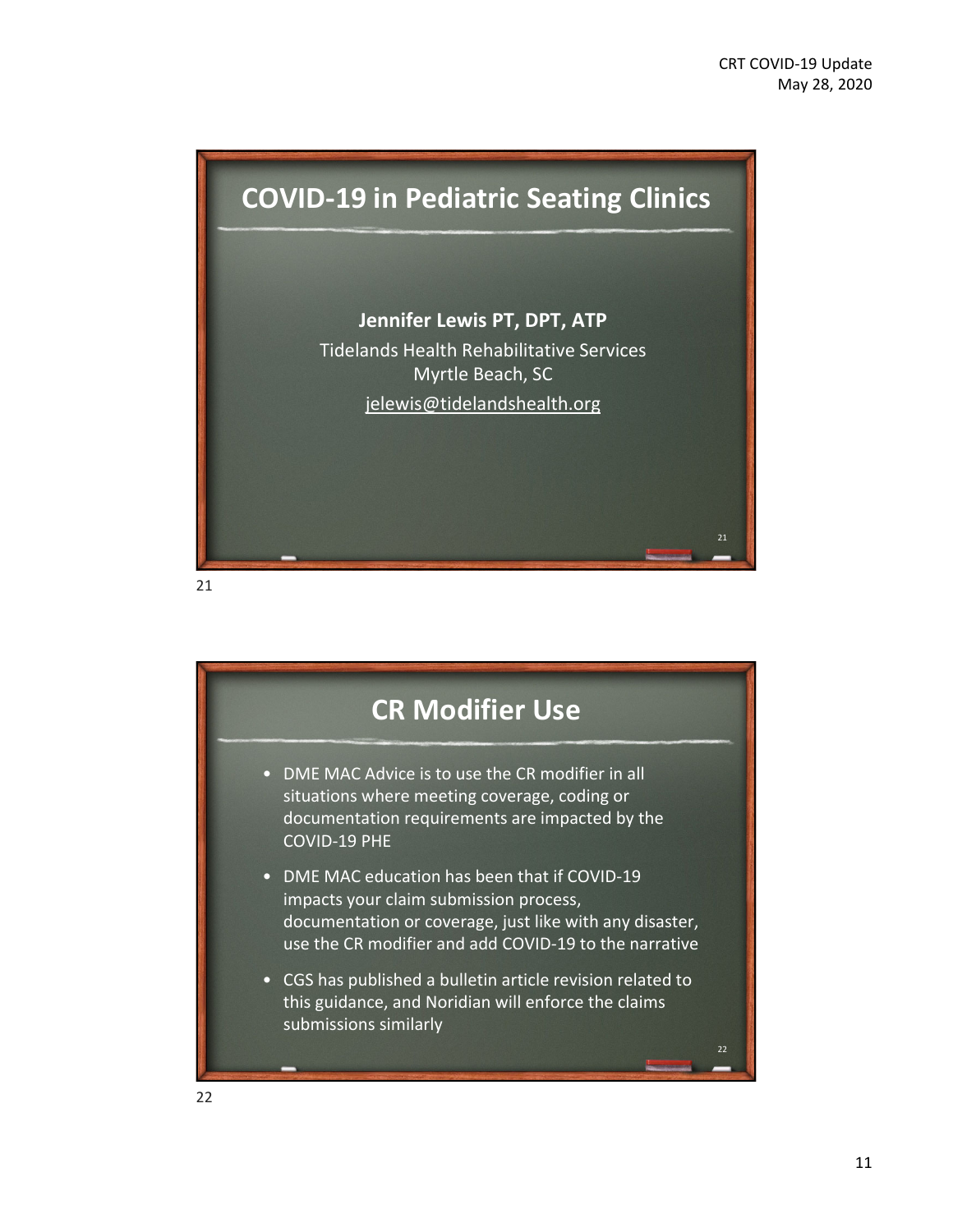# COVID-19 in Pediatric Seating Clinics

**Jennifer Lewis PT, DPT, ATP**

Tidelands Health Rehabilitative Services

Myrtle Beach, SC

jelewis@tidelandshealth.org

# CR Modifier Use

- DME MAC Advice is to use the CR modifier in all situations where meeting coverage, coding or documentation requirements are impacted by the COVID-19 PHE
- DME MAC education has been that if COVID-19 impacts your claim submission process, documentation or coverage, just like with any disaster, use the CR modifier and add COVID-19 to the narrative
- CGS has published a bulletin article revision related to this guidance, and Noridian will enforce the claims submissions similarly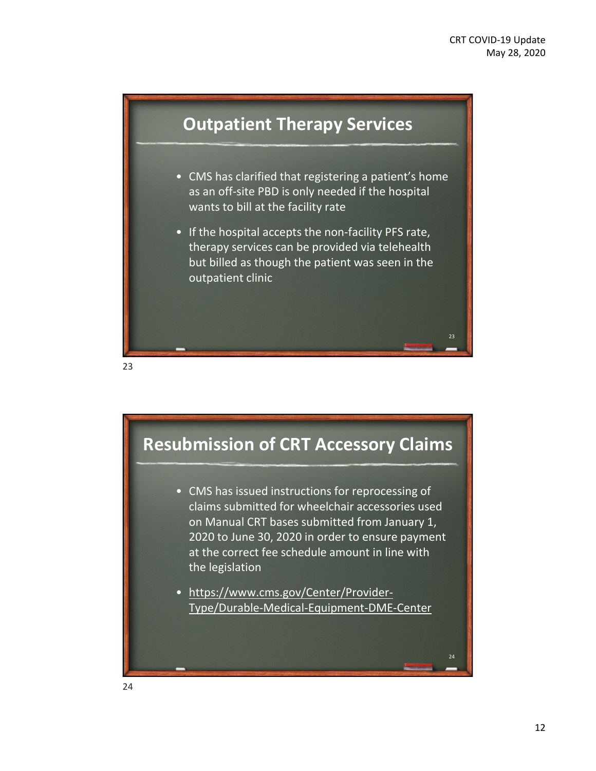## Outpatient Therapy Services

- CMS has clarified that registering a patient's home as an off-site PBD is only needed if the hospital wants to bill at the facility rate
- If the hospital accepts the non-facility PFS rate, therapy services can be provided via telehealth but billed as though the patient was seen in the outpatient clinic

## Resubmission of CRT Accessory Claims

- CMS has issued instructions for reprocessing of claims submitted for wheelchair accessories used on Manual CRT bases submitted from January 1, 2020 to June 30, 2020 in order to ensure payment at the correct fee schedule amount in line with the legislation
- https://www.cms.gov/Center/Provider-Type/Durable-Medical-Equipment-DME-Center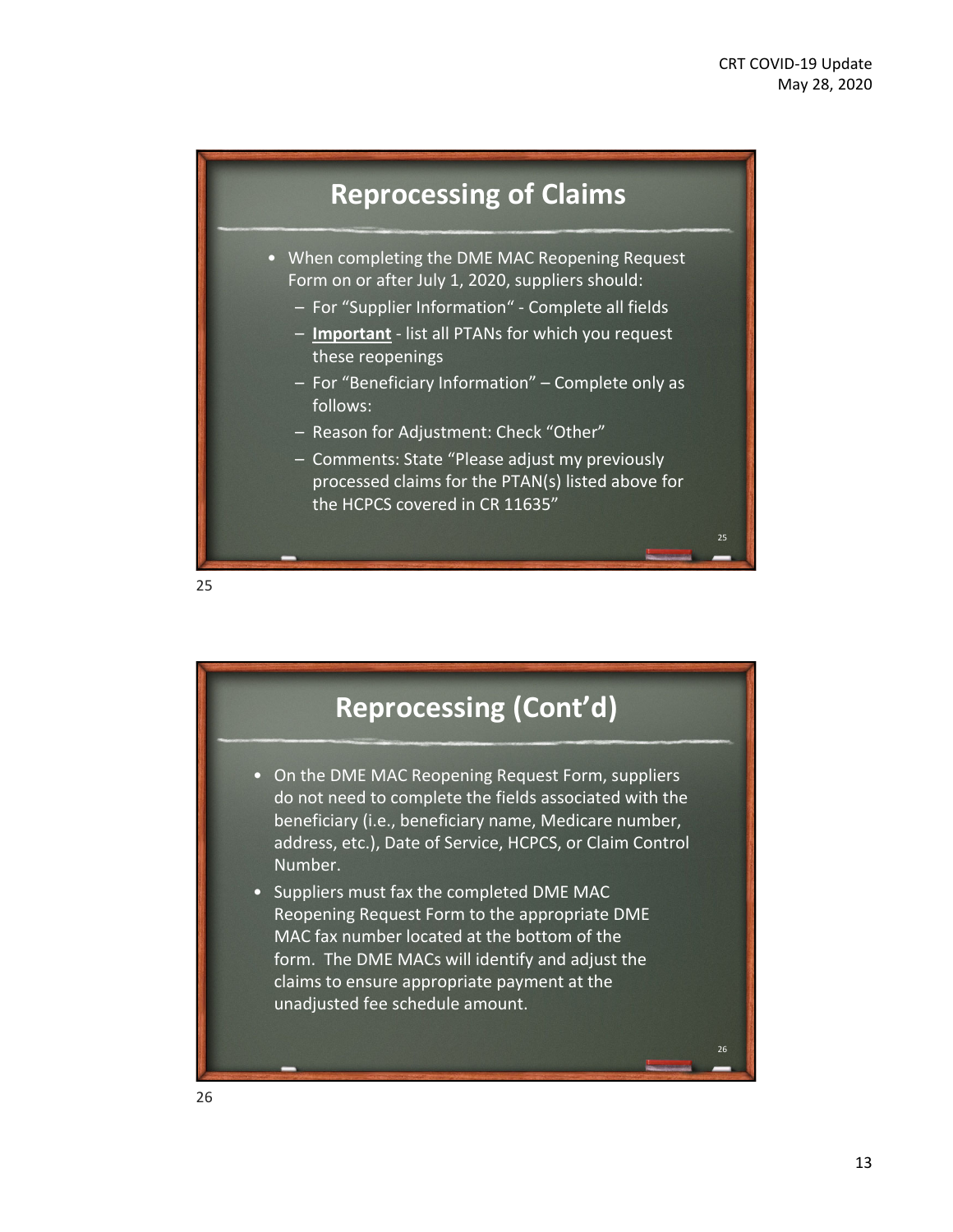## Reprocessing of Claims

- When completing the DME MAC Reopening Request Form on or after July 1, 2020, suppliers should:
  - For "Supplier Information" - Complete all fields
  - **Important** - list all PTANs for which you request these reopenings
  - For "Beneficiary Information" – Complete only as follows:
  - Reason for Adjustment: Check "Other"
  - Comments: State "Please adjust my previously processed claims for the PTAN(s) listed above for the HCPCS covered in CR 11635"

## Reprocessing (Cont'd)

- On the DME MAC Reopening Request Form, suppliers do not need to complete the fields associated with the beneficiary (i.e., beneficiary name, Medicare number, address, etc.), Date of Service, HCPCS, or Claim Control Number.
- Suppliers must fax the completed DME MAC Reopening Request Form to the appropriate DME MAC fax number located at the bottom of the form. The DME MACs will identify and adjust the claims to ensure appropriate payment at the unadjusted fee schedule amount.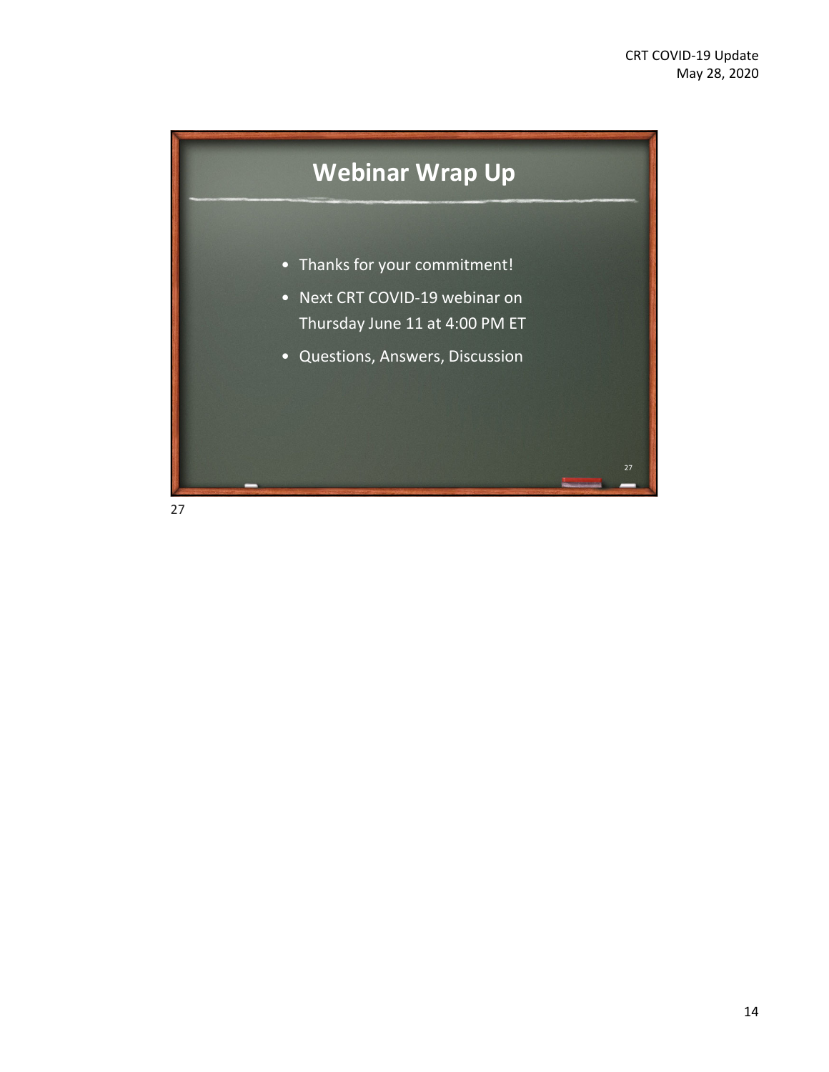## Webinar Wrap Up

- Thanks for your commitment!
- Next CRT COVID-19 webinar on Thursday June 11 at 4:00 PM ET
- Questions, Answers, Discussion